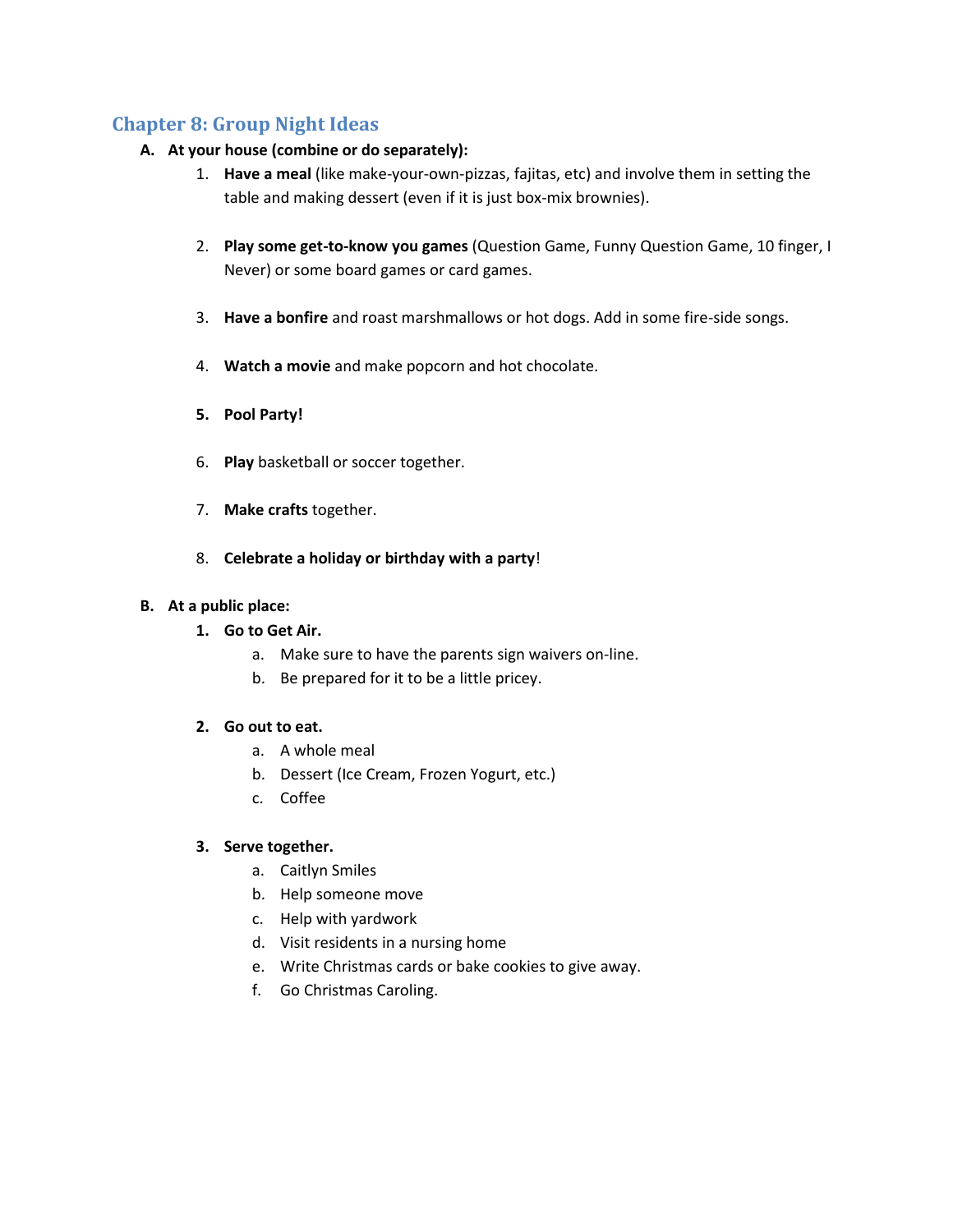## Chapter 8: Group Night Ideas

**A. At your house (combine or do separately):**

1. **Have a meal** (like make-your-own-pizzas, fajitas, etc) and involve them in setting the table and making dessert (even if it is just box-mix brownies).

2. **Play some get-to-know you games** (Question Game, Funny Question Game, 10 finger, I Never) or some board games or card games.

3. **Have a bonfire** and roast marshmallows or hot dogs. Add in some fire-side songs.

4. **Watch a movie** and make popcorn and hot chocolate.

5. **Pool Party!**

6. **Play** basketball or soccer together.

7. **Make crafts** together.

8. **Celebrate a holiday or birthday with a party**!

**B. At a public place:**

1. **Go to Get Air.**
   a. Make sure to have the parents sign waivers on-line.
   b. Be prepared for it to be a little pricey.

2. **Go out to eat.**
   a. A whole meal
   b. Dessert (Ice Cream, Frozen Yogurt, etc.)
   c. Coffee

3. **Serve together.**
   a. Caitlyn Smiles
   b. Help someone move
   c. Help with yardwork
   d. Visit residents in a nursing home
   e. Write Christmas cards or bake cookies to give away.
   f. Go Christmas Caroling.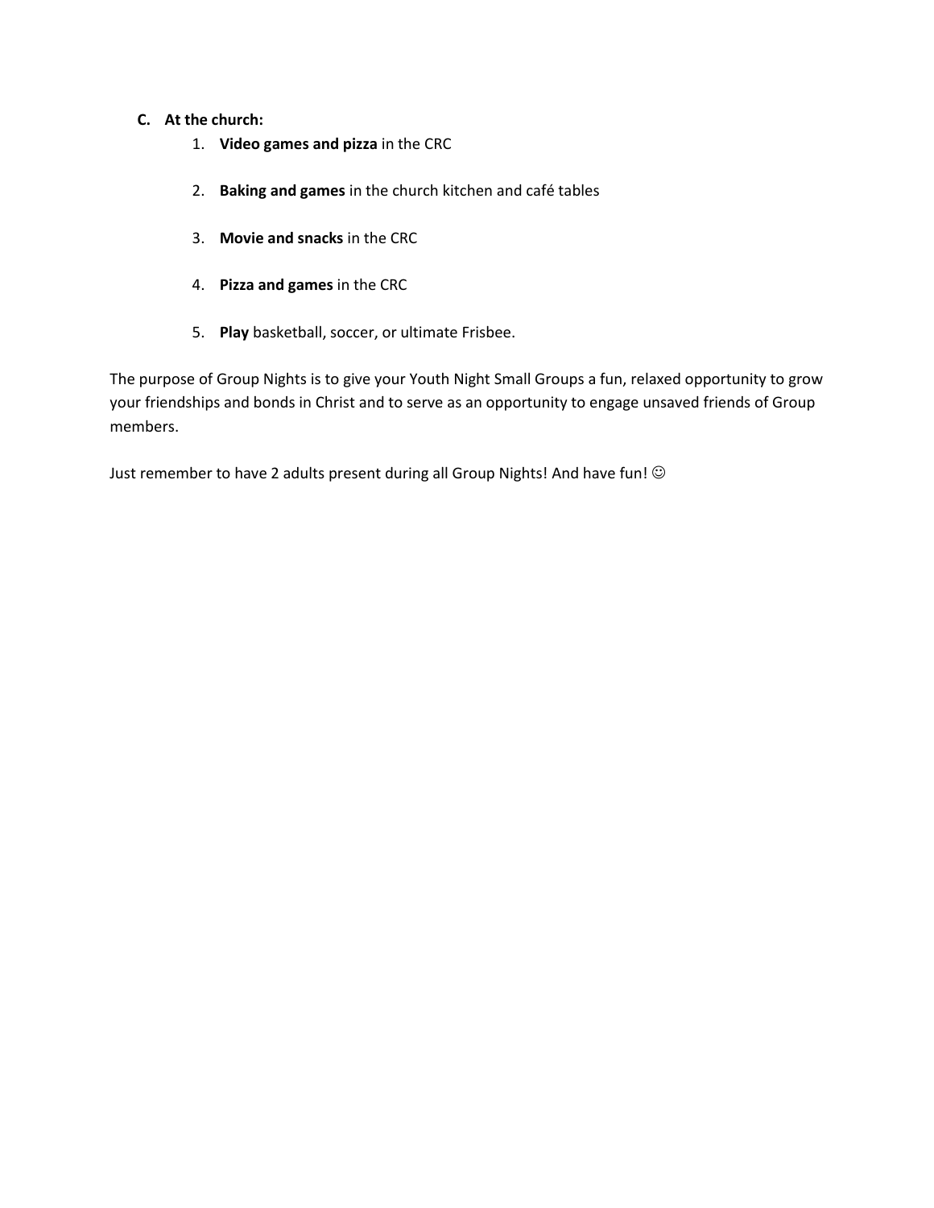**C. At the church:**

1. **Video games and pizza** in the CRC

2. **Baking and games** in the church kitchen and café tables

3. **Movie and snacks** in the CRC

4. **Pizza and games** in the CRC

5. **Play** basketball, soccer, or ultimate Frisbee.

The purpose of Group Nights is to give your Youth Night Small Groups a fun, relaxed opportunity to grow your friendships and bonds in Christ and to serve as an opportunity to engage unsaved friends of Group members.

Just remember to have 2 adults present during all Group Nights! And have fun! ☺